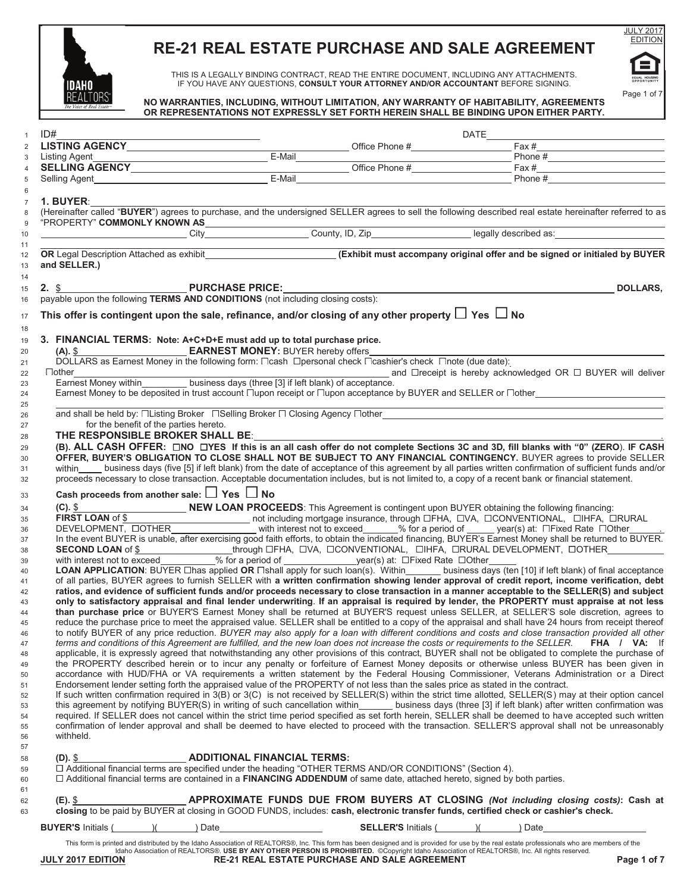# RE-21 REAL ESTATE PURCHASE AND SALE AGREEMENT

JULY 2017 EDITION

THIS IS A LEGALLY BINDING CONTRACT, READ THE ENTIRE DOCUMENT, INCLUDING ANY ATTACHMENTS. IF YOU HAVE ANY QUESTIONS, **CONSULT YOUR ATTORNEY AND/OR ACCOUNTANT** BEFORE SIGNING.

**NO WARRANTIES, INCLUDING, WITHOUT LIMITATION, ANY WARRANTY OF HABITABILITY, AGREEMENTS OR REPRESENTATIONS NOT EXPRESSLY SET FORTH HEREIN SHALL BE BINDING UPON EITHER PARTY.**

1 ID# ______________________ DATE ______________________
2 **LISTING AGENCY** ______________________ Office Phone # ____________ Fax # ____________
3 Listing Agent ______________ E-Mail ______________ Phone # ____________
4 **SELLING AGENCY** ______________________ Office Phone # ____________ Fax # ____________
5 Selling Agent ______________ E-Mail ______________ Phone # ____________

7 **1. BUYER**: ______________________________________________

8 (Hereinafter called "**BUYER**") agrees to purchase, and the undersigned SELLER agrees to sell the following described real estate hereinafter referred to as
9 "PROPERTY" **COMMONLY KNOWN AS** ______________________________________________
10 ______________ City ______________ County, ID, Zip ______________ legally described as: ______________

12 **OR** Legal Description Attached as exhibit ______________ **(Exhibit must accompany original offer and be signed or initialed by BUYER**
13 **and SELLER.)**

15 **2.** $ ______________ **PURCHASE PRICE:** ______________________________________________ **DOLLARS,**
16 payable upon the following **TERMS AND CONDITIONS** (not including closing costs):

17 **This offer is contingent upon the sale, refinance, and/or closing of any other property ☐ Yes ☐ No**

19 **3. FINANCIAL TERMS: Note: A+C+D+E must add up to total purchase price.**

20 **(A).** $ ______________ **EARNEST MONEY:** BUYER hereby offers ______________________________
21 DOLLARS as Earnest Money in the following form: ☐cash ☐personal check ☐cashier's check ☐note (due date): ______
22 ☐other ______________________________ and ☐receipt is hereby acknowledged OR ☐ BUYER will deliver
23 Earnest Money within ________ business days (three [3] if left blank) of acceptance.
24 Earnest Money to be deposited in trust account ☐upon receipt or ☐upon acceptance by BUYER and SELLER or ☐other ______________

26 and shall be held by: ☐Listing Broker ☐Selling Broker ☐ Closing Agency ☐other ______________________________
27 for the benefit of the parties hereto.
28 **THE RESPONSIBLE BROKER SHALL BE**: ______________________________________________.

29 **(B). ALL CASH OFFER: ☐NO ☐YES If this is an all cash offer do not complete Sections 3C and 3D, fill blanks with "0" (ZERO). IF CASH**
30 **OFFER, BUYER'S OBLIGATION TO CLOSE SHALL NOT BE SUBJECT TO ANY FINANCIAL CONTINGENCY.** BUYER agrees to provide SELLER
31 within _____ business days (five [5] if left blank) from the date of acceptance of this agreement by all parties written confirmation of sufficient funds and/or
32 proceeds necessary to close transaction. Acceptable documentation includes, but is not limited to, a copy of a recent bank or financial statement.

33 **Cash proceeds from another sale: ☐ Yes ☐ No**

34 **(C).** $ ______________ **NEW LOAN PROCEEDS**: This Agreement is contingent upon BUYER obtaining the following financing:
35 **FIRST LOAN** of $ ______________ not including mortgage insurance, through ☐FHA, ☐VA, ☐CONVENTIONAL, ☐IHFA, ☐RURAL
36 DEVELOPMENT, ☐OTHER ______________ with interest not to exceed ______% for a period of ______ year(s) at: ☐Fixed Rate ☐Other ______.
37 In the event BUYER is unable, after exercising good faith efforts, to obtain the indicated financing, BUYER's Earnest Money shall be returned to BUYER.
38 **SECOND LOAN** of $ ______________ through ☐FHA, ☐VA, ☐CONVENTIONAL, ☐IHFA, ☐RURAL DEVELOPMENT, ☐OTHER ______________
39 with interest not to exceed ________% for a period of ______________ year(s) at: ☐Fixed Rate ☐Other ______
40 **LOAN APPLICATION**: BUYER ☐has applied **OR** ☐shall apply for such loan(s). Within ______ business days (ten [10] if left blank) of final acceptance
41 of all parties, BUYER agrees to furnish SELLER with **a written confirmation showing lender approval of credit report, income verification, debt**
42 **ratios, and evidence of sufficient funds and/or proceeds necessary to close transaction in a manner acceptable to the SELLER(S) and subject**
43 **only to satisfactory appraisal and final lender underwriting**. **If an appraisal is required by lender, the PROPERTY must appraise at not less**
44 **than purchase price** or BUYER'S Earnest Money shall be returned at BUYER'S request unless SELLER, at SELLER'S sole discretion, agrees to
45 reduce the purchase price to meet the appraised value. SELLER shall be entitled to a copy of the appraisal and shall have 24 hours from receipt thereof
46 to notify BUYER of any price reduction. *BUYER may also apply for a loan with different conditions and costs and close transaction provided all other*
47 *terms and conditions of this Agreement are fulfilled, and the new loan does not increase the costs or requirements to the SELLER.* **FHA / VA:** If
48 applicable, it is expressly agreed that notwithstanding any other provisions of this contract, BUYER shall not be obligated to complete the purchase of
49 the PROPERTY described herein or to incur any penalty or forfeiture of Earnest Money deposits or otherwise unless BUYER has been given in
50 accordance with HUD/FHA or VA requirements a written statement by the Federal Housing Commissioner, Veterans Administration or a Direct
51 Endorsement lender setting forth the appraised value of the PROPERTY of not less than the sales price as stated in the contract.
52 If such written confirmation required in 3(B) or 3(C) is not received by SELLER(S) within the strict time allotted, SELLER(S) may at their option cancel
53 this agreement by notifying BUYER(S) in writing of such cancellation within ______ business days (three [3] if left blank) after written confirmation was
54 required. If SELLER does not cancel within the strict time period specified as set forth herein, SELLER shall be deemed to have accepted such written
55 confirmation of lender approval and shall be deemed to have elected to proceed with the transaction. SELLER'S approval shall not be unreasonably
56 withheld.

58 **(D).** $ ______________ **ADDITIONAL FINANCIAL TERMS:**
59 ☐ Additional financial terms are specified under the heading "OTHER TERMS AND/OR CONDITIONS" (Section 4).
60 ☐ Additional financial terms are contained in a **FINANCING ADDENDUM** of same date, attached hereto, signed by both parties.

62 **(E).** $ ______________ **APPROXIMATE FUNDS DUE FROM BUYERS AT CLOSING** ***(Not including closing costs)*****: Cash at**
63 **closing** to be paid by BUYER at closing in GOOD FUNDS, includes: **cash, electronic transfer funds, certified check or cashier's check.**

**BUYER'S** Initials (________)(________) Date ______________ **SELLER'S** Initials (________)(________) Date ______________

This form is printed and distributed by the Idaho Association of REALTORS®, Inc. This form has been designed and is provided for use by the real estate professionals who are members of the Idaho Association of REALTORS®. **USE BY ANY OTHER PERSON IS PROHIBITED.** ©Copyright Idaho Association of REALTORS®, Inc. All rights reserved.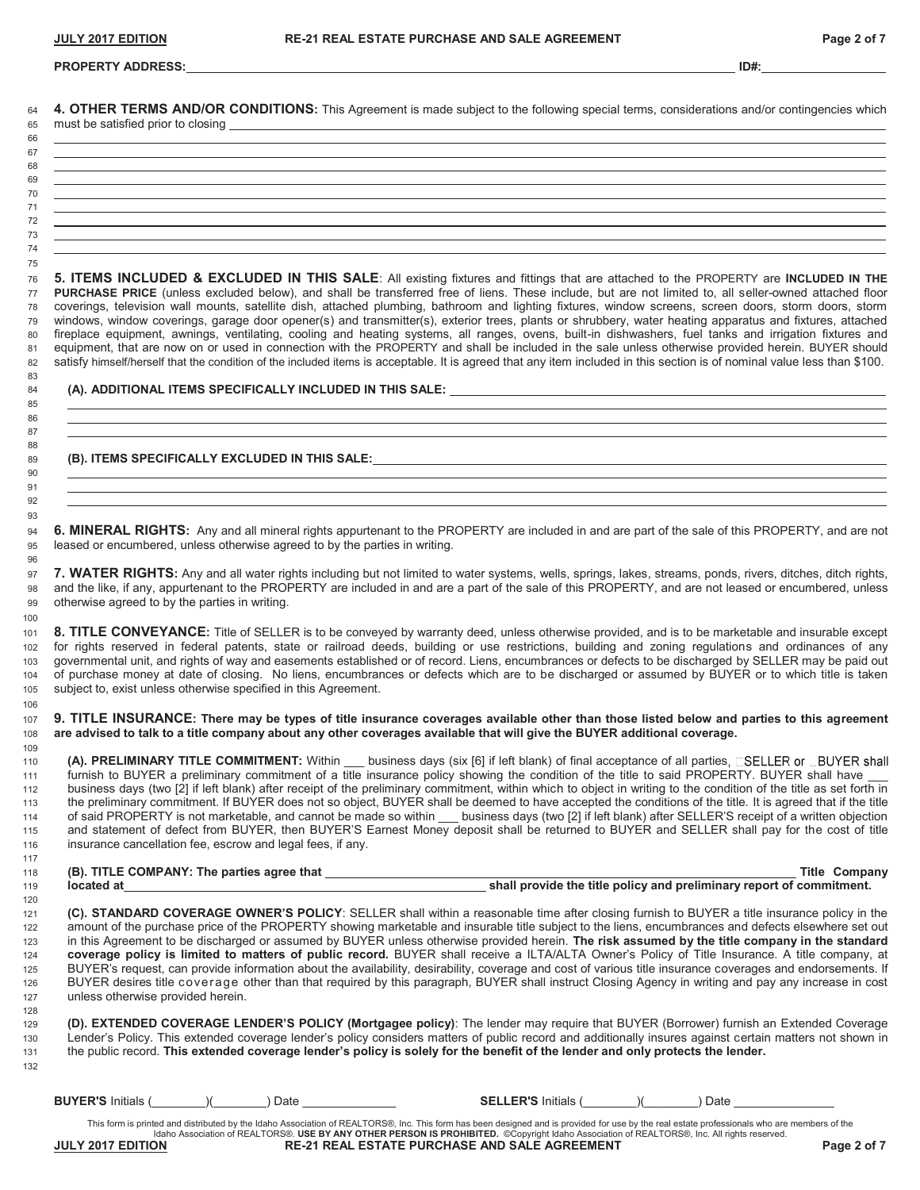**PROPERTY ADDRESS:** ______________________________ **ID#:** ______________

**4. OTHER TERMS AND/OR CONDITIONS:** This Agreement is made subject to the following special terms, considerations and/or contingencies which must be satisfied prior to closing ______________________________

**5. ITEMS INCLUDED & EXCLUDED IN THIS SALE**: All existing fixtures and fittings that are attached to the PROPERTY are **INCLUDED IN THE PURCHASE PRICE** (unless excluded below), and shall be transferred free of liens. These include, but are not limited to, all seller-owned attached floor coverings, television wall mounts, satellite dish, attached plumbing, bathroom and lighting fixtures, window screens, screen doors, storm doors, storm windows, window coverings, garage door opener(s) and transmitter(s), exterior trees, plants or shrubbery, water heating apparatus and fixtures, attached fireplace equipment, awnings, ventilating, cooling and heating systems, all ranges, ovens, built-in dishwashers, fuel tanks and irrigation fixtures and equipment, that are now on or used in connection with the PROPERTY and shall be included in the sale unless otherwise provided herein. BUYER should satisfy himself/herself that the condition of the included items is acceptable. It is agreed that any item included in this section is of nominal value less than $100.

**(A). ADDITIONAL ITEMS SPECIFICALLY INCLUDED IN THIS SALE:** ______________________________

**(B). ITEMS SPECIFICALLY EXCLUDED IN THIS SALE:** ______________________________

**6. MINERAL RIGHTS:** Any and all mineral rights appurtenant to the PROPERTY are included in and are part of the sale of this PROPERTY, and are not leased or encumbered, unless otherwise agreed to by the parties in writing.

**7. WATER RIGHTS:** Any and all water rights including but not limited to water systems, wells, springs, lakes, streams, ponds, rivers, ditches, ditch rights, and the like, if any, appurtenant to the PROPERTY are included in and are a part of the sale of this PROPERTY, and are not leased or encumbered, unless otherwise agreed to by the parties in writing.

**8. TITLE CONVEYANCE:** Title of SELLER is to be conveyed by warranty deed, unless otherwise provided, and is to be marketable and insurable except for rights reserved in federal patents, state or railroad deeds, building or use restrictions, building and zoning regulations and ordinances of any governmental unit, and rights of way and easements established or of record. Liens, encumbrances or defects to be discharged by SELLER may be paid out of purchase money at date of closing. No liens, encumbrances or defects which are to be discharged or assumed by BUYER or to which title is taken subject to, exist unless otherwise specified in this Agreement.

**9. TITLE INSURANCE: There may be types of title insurance coverages available other than those listed below and parties to this agreement are advised to talk to a title company about any other coverages available that will give the BUYER additional coverage.**

**(A). PRELIMINARY TITLE COMMITMENT:** Within ___ business days (six [6] if left blank) of final acceptance of all parties, ☐SELLER or ☐BUYER shall furnish to BUYER a preliminary commitment of a title insurance policy showing the condition of the title to said PROPERTY. BUYER shall have ___ business days (two [2] if left blank) after receipt of the preliminary commitment, within which to object in writing to the condition of the title as set forth in the preliminary commitment. If BUYER does not so object, BUYER shall be deemed to have accepted the conditions of the title. It is agreed that if the title of said PROPERTY is not marketable, and cannot be made so within ___ business days (two [2] if left blank) after SELLER'S receipt of a written objection and statement of defect from BUYER, then BUYER'S Earnest Money deposit shall be returned to BUYER and SELLER shall pay for the cost of title insurance cancellation fee, escrow and legal fees, if any.

**(B). TITLE COMPANY: The parties agree that** ______________________________ **Title Company located at** ______________________________ **shall provide the title policy and preliminary report of commitment.**

**(C). STANDARD COVERAGE OWNER'S POLICY**: SELLER shall within a reasonable time after closing furnish to BUYER a title insurance policy in the amount of the purchase price of the PROPERTY showing marketable and insurable title subject to the liens, encumbrances and defects elsewhere set out in this Agreement to be discharged or assumed by BUYER unless otherwise provided herein. **The risk assumed by the title company in the standard coverage policy is limited to matters of public record.** BUYER shall receive a ILTA/ALTA Owner's Policy of Title Insurance. A title company, at BUYER's request, can provide information about the availability, desirability, coverage and cost of various title insurance coverages and endorsements. If BUYER desires title coverage other than that required by this paragraph, BUYER shall instruct Closing Agency in writing and pay any increase in cost unless otherwise provided herein.

**(D). EXTENDED COVERAGE LENDER'S POLICY (Mortgagee policy)**: The lender may require that BUYER (Borrower) furnish an Extended Coverage Lender's Policy. This extended coverage lender's policy considers matters of public record and additionally insures against certain matters not shown in the public record. **This extended coverage lender's policy is solely for the benefit of the lender and only protects the lender.**

**BUYER'S** Initials (________)(________) Date ______________ **SELLER'S** Initials (________)(________) Date ______________

This form is printed and distributed by the Idaho Association of REALTORS®, Inc. This form has been designed and is provided for use by the real estate professionals who are members of the Idaho Association of REALTORS®. **USE BY ANY OTHER PERSON IS PROHIBITED.** ©Copyright Idaho Association of REALTORS®, Inc. All rights reserved.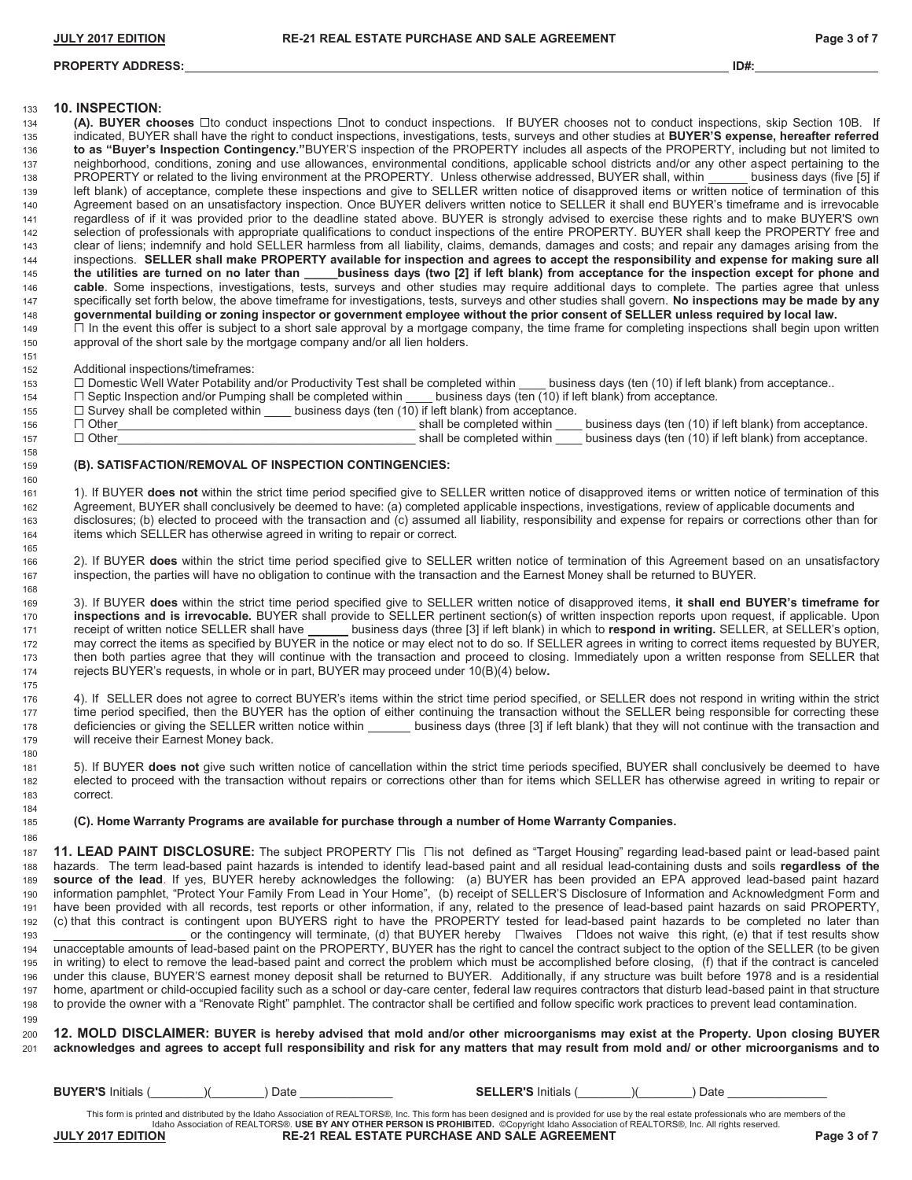**PROPERTY ADDRESS:** ______________________________________________ **ID#:** ______________

## 10. INSPECTION:

**(A). BUYER chooses** ☐to conduct inspections ☐not to conduct inspections. If BUYER chooses not to conduct inspections, skip Section 10B. If indicated, BUYER shall have the right to conduct inspections, investigations, tests, surveys and other studies at **BUYER'S expense, hereafter referred to as "Buyer's Inspection Contingency."** BUYER'S inspection of the PROPERTY includes all aspects of the PROPERTY, including but not limited to neighborhood, conditions, zoning and use allowances, environmental conditions, applicable school districts and/or any other aspect pertaining to the PROPERTY or related to the living environment at the PROPERTY. Unless otherwise addressed, BUYER shall, within ______ business days (five [5] if left blank) of acceptance, complete these inspections and give to SELLER written notice of disapproved items or written notice of termination of this Agreement based on an unsatisfactory inspection. Once BUYER delivers written notice to SELLER it shall end BUYER's timeframe and is irrevocable regardless of if it was provided prior to the deadline stated above. BUYER is strongly advised to exercise these rights and to make BUYER'S own selection of professionals with appropriate qualifications to conduct inspections of the entire PROPERTY. BUYER shall keep the PROPERTY free and clear of liens; indemnify and hold SELLER harmless from all liability, claims, demands, damages and costs; and repair any damages arising from the inspections. **SELLER shall make PROPERTY available for inspection and agrees to accept the responsibility and expense for making sure all the utilities are turned on no later than _____business days (two [2] if left blank) from acceptance for the inspection except for phone and cable**. Some inspections, investigations, tests, surveys and other studies may require additional days to complete. The parties agree that unless specifically set forth below, the above timeframe for investigations, tests, surveys and other studies shall govern. **No inspections may be made by any governmental building or zoning inspector or government employee without the prior consent of SELLER unless required by local law.**

☐ In the event this offer is subject to a short sale approval by a mortgage company, the time frame for completing inspections shall begin upon written approval of the short sale by the mortgage company and/or all lien holders.

Additional inspections/timeframes:

☐ Domestic Well Water Potability and/or Productivity Test shall be completed within ____ business days (ten (10) if left blank) from acceptance..

☐ Septic Inspection and/or Pumping shall be completed within ____ business days (ten (10) if left blank) from acceptance.

☐ Survey shall be completed within ____ business days (ten (10) if left blank) from acceptance.

☐ Other______________________________________________ shall be completed within ____ business days (ten (10) if left blank) from acceptance.

☐ Other______________________________________________ shall be completed within ____ business days (ten (10) if left blank) from acceptance.

### (B). SATISFACTION/REMOVAL OF INSPECTION CONTINGENCIES:

1). If BUYER **does not** within the strict time period specified give to SELLER written notice of disapproved items or written notice of termination of this Agreement, BUYER shall conclusively be deemed to have: (a) completed applicable inspections, investigations, review of applicable documents and disclosures; (b) elected to proceed with the transaction and (c) assumed all liability, responsibility and expense for repairs or corrections other than for items which SELLER has otherwise agreed in writing to repair or correct.

2). If BUYER **does** within the strict time period specified give to SELLER written notice of termination of this Agreement based on an unsatisfactory inspection, the parties will have no obligation to continue with the transaction and the Earnest Money shall be returned to BUYER.

3). If BUYER **does** within the strict time period specified give to SELLER written notice of disapproved items, **it shall end BUYER's timeframe for inspections and is irrevocable.** BUYER shall provide to SELLER pertinent section(s) of written inspection reports upon request, if applicable. Upon receipt of written notice SELLER shall have ______ business days (three [3] if left blank) in which to **respond in writing.** SELLER, at SELLER's option, may correct the items as specified by BUYER in the notice or may elect not to do so. If SELLER agrees in writing to correct items requested by BUYER, then both parties agree that they will continue with the transaction and proceed to closing. Immediately upon a written response from SELLER that rejects BUYER's requests, in whole or in part, BUYER may proceed under 10(B)(4) below**.**

4). If SELLER does not agree to correct BUYER's items within the strict time period specified, or SELLER does not respond in writing within the strict time period specified, then the BUYER has the option of either continuing the transaction without the SELLER being responsible for correcting these deficiencies or giving the SELLER written notice within ______ business days (three [3] if left blank) that they will not continue with the transaction and will receive their Earnest Money back.

5). If BUYER **does not** give such written notice of cancellation within the strict time periods specified, BUYER shall conclusively be deemed to have elected to proceed with the transaction without repairs or corrections other than for items which SELLER has otherwise agreed in writing to repair or correct.

### (C). Home Warranty Programs are available for purchase through a number of Home Warranty Companies.

**11. LEAD PAINT DISCLOSURE:** The subject PROPERTY ☐is ☐is not defined as "Target Housing" regarding lead-based paint or lead-based paint hazards. The term lead-based paint hazards is intended to identify lead-based paint and all residual lead-containing dusts and soils **regardless of the source of the lead**. If yes, BUYER hereby acknowledges the following: (a) BUYER has been provided an EPA approved lead-based paint hazard information pamphlet, "Protect Your Family From Lead in Your Home", (b) receipt of SELLER'S Disclosure of Information and Acknowledgment Form and have been provided with all records, test reports or other information, if any, related to the presence of lead-based paint hazards on said PROPERTY, (c) that this contract is contingent upon BUYERS right to have the PROPERTY tested for lead-based paint hazards to be completed no later than ____________________ or the contingency will terminate, (d) that BUYER hereby ☐waives ☐does not waive this right, (e) that if test results show unacceptable amounts of lead-based paint on the PROPERTY, BUYER has the right to cancel the contract subject to the option of the SELLER (to be given in writing) to elect to remove the lead-based paint and correct the problem which must be accomplished before closing, (f) that if the contract is canceled under this clause, BUYER'S earnest money deposit shall be returned to BUYER. Additionally, if any structure was built before 1978 and is a residential home, apartment or child-occupied facility such as a school or day-care center, federal law requires contractors that disturb lead-based paint in that structure to provide the owner with a "Renovate Right" pamphlet. The contractor shall be certified and follow specific work practices to prevent lead contamination.

**12. MOLD DISCLAIMER: BUYER is hereby advised that mold and/or other microorganisms may exist at the Property. Upon closing BUYER acknowledges and agrees to accept full responsibility and risk for any matters that may result from mold and/ or other microorganisms and to**

**BUYER'S** Initials (________)(________) Date ______________ **SELLER'S** Initials (________)(________) Date ______________

This form is printed and distributed by the Idaho Association of REALTORS®, Inc. This form has been designed and is provided for use by the real estate professionals who are members of the Idaho Association of REALTORS®. **USE BY ANY OTHER PERSON IS PROHIBITED.** ©Copyright Idaho Association of REALTORS®, Inc. All rights reserved.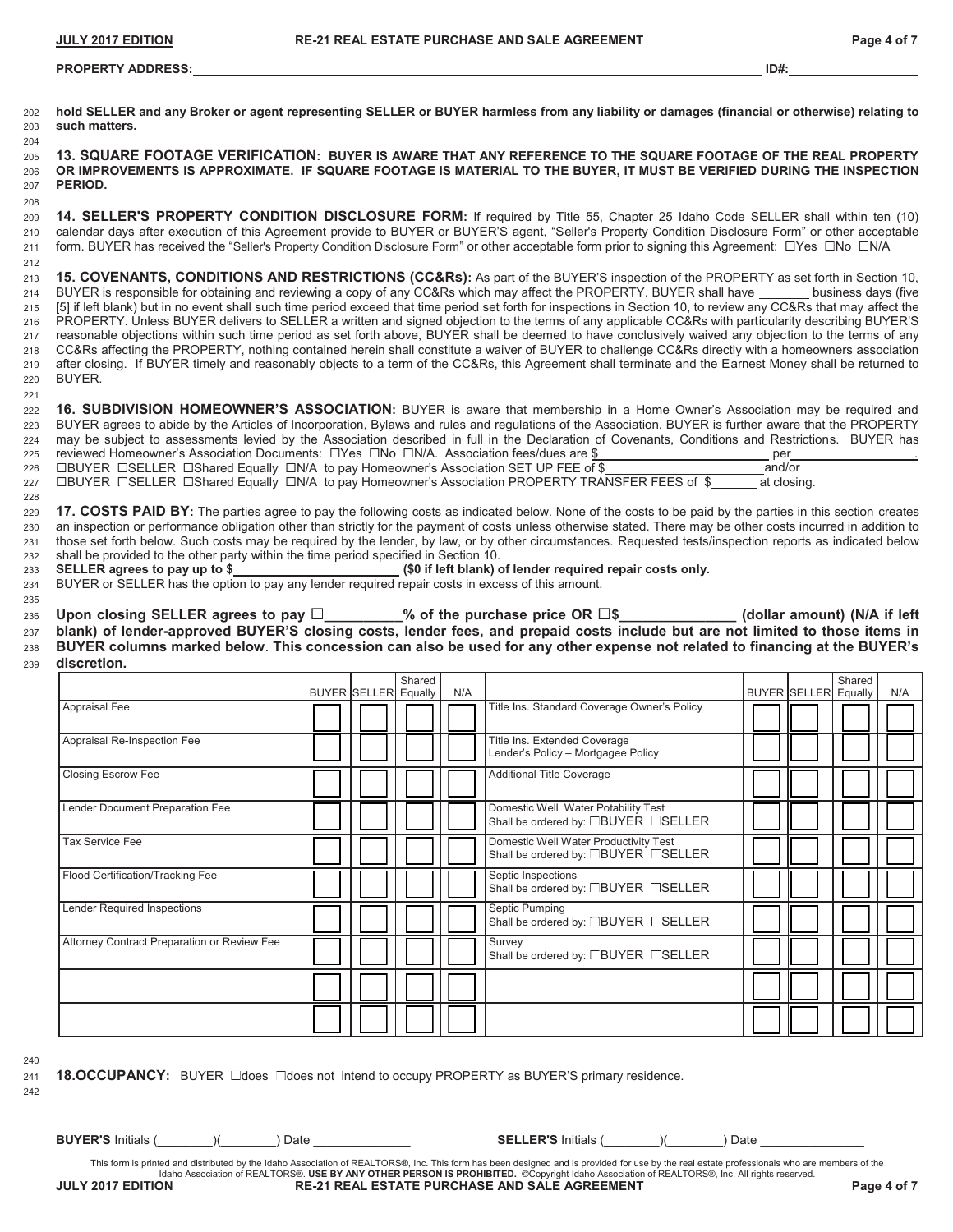**PROPERTY ADDRESS:** ____________________ **ID#:** __________

**hold SELLER and any Broker or agent representing SELLER or BUYER harmless from any liability or damages (financial or otherwise) relating to such matters.**

**13. SQUARE FOOTAGE VERIFICATION: BUYER IS AWARE THAT ANY REFERENCE TO THE SQUARE FOOTAGE OF THE REAL PROPERTY OR IMPROVEMENTS IS APPROXIMATE. IF SQUARE FOOTAGE IS MATERIAL TO THE BUYER, IT MUST BE VERIFIED DURING THE INSPECTION PERIOD.**

**14. SELLER'S PROPERTY CONDITION DISCLOSURE FORM:** If required by Title 55, Chapter 25 Idaho Code SELLER shall within ten (10) calendar days after execution of this Agreement provide to BUYER or BUYER'S agent, "Seller's Property Condition Disclosure Form" or other acceptable form. BUYER has received the "Seller's Property Condition Disclosure Form" or other acceptable form prior to signing this Agreement: ☐Yes ☐No ☐N/A

**15. COVENANTS, CONDITIONS AND RESTRICTIONS (CC&Rs):** As part of the BUYER'S inspection of the PROPERTY as set forth in Section 10, BUYER is responsible for obtaining and reviewing a copy of any CC&Rs which may affect the PROPERTY. BUYER shall have _______ business days (five [5] if left blank) but in no event shall such time period exceed that time period set forth for inspections in Section 10, to review any CC&Rs that may affect the PROPERTY. Unless BUYER delivers to SELLER a written and signed objection to the terms of any applicable CC&Rs with particularity describing BUYER'S reasonable objections within such time period as set forth above, BUYER shall be deemed to have conclusively waived any objection to the terms of any CC&Rs affecting the PROPERTY, nothing contained herein shall constitute a waiver of BUYER to challenge CC&Rs directly with a homeowners association after closing. If BUYER timely and reasonably objects to a term of the CC&Rs, this Agreement shall terminate and the Earnest Money shall be returned to BUYER.

**16. SUBDIVISION HOMEOWNER'S ASSOCIATION:** BUYER is aware that membership in a Home Owner's Association may be required and BUYER agrees to abide by the Articles of Incorporation, Bylaws and rules and regulations of the Association. BUYER is further aware that the PROPERTY may be subject to assessments levied by the Association described in full in the Declaration of Covenants, Conditions and Restrictions. BUYER has reviewed Homeowner's Association Documents: ☐Yes ☐No ☐N/A. Association fees/dues are $__________ per__________.
☐BUYER ☐SELLER ☐Shared Equally ☐N/A to pay Homeowner's Association SET UP FEE of $__________ and/or
☐BUYER ☐SELLER ☐Shared Equally ☐N/A to pay Homeowner's Association PROPERTY TRANSFER FEES of $_______ at closing.

**17. COSTS PAID BY:** The parties agree to pay the following costs as indicated below. None of the costs to be paid by the parties in this section creates an inspection or performance obligation other than strictly for the payment of costs unless otherwise stated. There may be other costs incurred in addition to those set forth below. Such costs may be required by the lender, by law, or by other circumstances. Requested tests/inspection reports as indicated below shall be provided to the other party within the time period specified in Section 10.
**SELLER agrees to pay up to $__________ ($0 if left blank) of lender required repair costs only.**
BUYER or SELLER has the option to pay any lender required repair costs in excess of this amount.

**Upon closing SELLER agrees to pay ☐__________% of the purchase price OR ☐$__________ (dollar amount) (N/A if left blank) of lender-approved BUYER'S closing costs, lender fees, and prepaid costs include but are not limited to those items in BUYER columns marked below. This concession can also be used for any other expense not related to financing at the BUYER's discretion.**

| | BUYER | SELLER | Shared Equally | N/A | | BUYER | SELLER | Shared Equally | N/A |
|---|---|---|---|---|---|---|---|---|---|
| Appraisal Fee | ☐ | ☐ | ☐ | ☐ | Title Ins. Standard Coverage Owner's Policy | ☐ | ☐ | ☐ | ☐ |
| Appraisal Re-Inspection Fee | ☐ | ☐ | ☐ | ☐ | Title Ins. Extended Coverage Lender's Policy – Mortgagee Policy | ☐ | ☐ | ☐ | ☐ |
| Closing Escrow Fee | ☐ | ☐ | ☐ | ☐ | Additional Title Coverage | ☐ | ☐ | ☐ | ☐ |
| Lender Document Preparation Fee | ☐ | ☐ | ☐ | ☐ | Domestic Well Water Potability Test Shall be ordered by: ☐BUYER ☐SELLER | ☐ | ☐ | ☐ | ☐ |
| Tax Service Fee | ☐ | ☐ | ☐ | ☐ | Domestic Well Water Productivity Test Shall be ordered by: ☐BUYER ☐SELLER | ☐ | ☐ | ☐ | ☐ |
| Flood Certification/Tracking Fee | ☐ | ☐ | ☐ | ☐ | Septic Inspections Shall be ordered by: ☐BUYER ☐SELLER | ☐ | ☐ | ☐ | ☐ |
| Lender Required Inspections | ☐ | ☐ | ☐ | ☐ | Septic Pumping Shall be ordered by: ☐BUYER ☐SELLER | ☐ | ☐ | ☐ | ☐ |
| Attorney Contract Preparation or Review Fee | ☐ | ☐ | ☐ | ☐ | Survey Shall be ordered by: ☐BUYER ☐SELLER | ☐ | ☐ | ☐ | ☐ |
| | ☐ | ☐ | ☐ | ☐ | | ☐ | ☐ | ☐ | ☐ |
| | ☐ | ☐ | ☐ | ☐ | | ☐ | ☐ | ☐ | ☐ |

**18.OCCUPANCY:** BUYER ☐does ☐does not intend to occupy PROPERTY as BUYER'S primary residence.

**BUYER'S** Initials (________)(________) Date ______________ **SELLER'S** Initials (________)(________) Date ______________

This form is printed and distributed by the Idaho Association of REALTORS®, Inc. This form has been designed and is provided for use by the real estate professionals who are members of the Idaho Association of REALTORS®. **USE BY ANY OTHER PERSON IS PROHIBITED.** ©Copyright Idaho Association of REALTORS®, Inc. All rights reserved.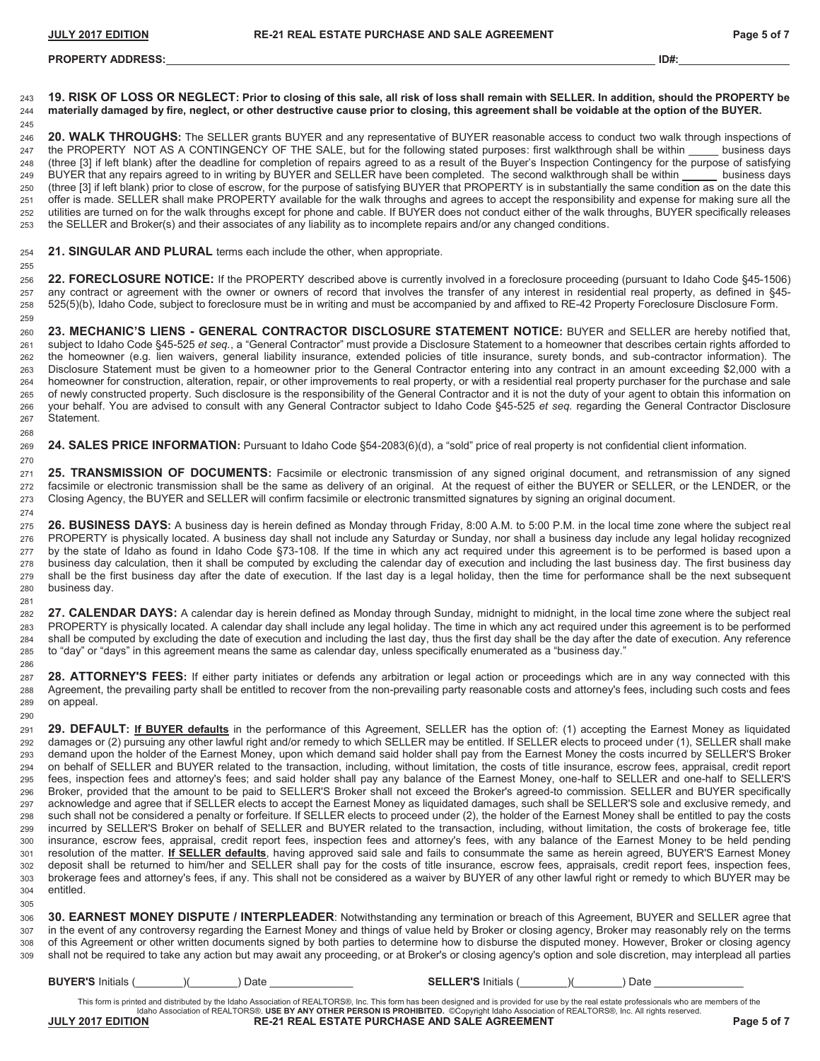**PROPERTY ADDRESS:** ______________________________________________ **ID#:** ____________

**19. RISK OF LOSS OR NEGLECT: Prior to closing of this sale, all risk of loss shall remain with SELLER. In addition, should the PROPERTY be materially damaged by fire, neglect, or other destructive cause prior to closing, this agreement shall be voidable at the option of the BUYER.**

**20. WALK THROUGHS:** The SELLER grants BUYER and any representative of BUYER reasonable access to conduct two walk through inspections of the PROPERTY NOT AS A CONTINGENCY OF THE SALE, but for the following stated purposes: first walkthrough shall be within _____ business days (three [3] if left blank) after the deadline for completion of repairs agreed to as a result of the Buyer's Inspection Contingency for the purpose of satisfying BUYER that any repairs agreed to in writing by BUYER and SELLER have been completed. The second walkthrough shall be within ______ business days (three [3] if left blank) prior to close of escrow, for the purpose of satisfying BUYER that PROPERTY is in substantially the same condition as on the date this offer is made. SELLER shall make PROPERTY available for the walk throughs and agrees to accept the responsibility and expense for making sure all the utilities are turned on for the walk throughs except for phone and cable. If BUYER does not conduct either of the walk throughs, BUYER specifically releases the SELLER and Broker(s) and their associates of any liability as to incomplete repairs and/or any changed conditions.

**21. SINGULAR AND PLURAL** terms each include the other, when appropriate.

**22. FORECLOSURE NOTICE:** If the PROPERTY described above is currently involved in a foreclosure proceeding (pursuant to Idaho Code §45-1506) any contract or agreement with the owner or owners of record that involves the transfer of any interest in residential real property, as defined in §45-525(5)(b), Idaho Code, subject to foreclosure must be in writing and must be accompanied by and affixed to RE-42 Property Foreclosure Disclosure Form.

**23. MECHANIC'S LIENS - GENERAL CONTRACTOR DISCLOSURE STATEMENT NOTICE:** BUYER and SELLER are hereby notified that, subject to Idaho Code §45-525 *et seq.*, a "General Contractor" must provide a Disclosure Statement to a homeowner that describes certain rights afforded to the homeowner (e.g. lien waivers, general liability insurance, extended policies of title insurance, surety bonds, and sub-contractor information). The Disclosure Statement must be given to a homeowner prior to the General Contractor entering into any contract in an amount exceeding $2,000 with a homeowner for construction, alteration, repair, or other improvements to real property, or with a residential real property purchaser for the purchase and sale of newly constructed property. Such disclosure is the responsibility of the General Contractor and it is not the duty of your agent to obtain this information on your behalf. You are advised to consult with any General Contractor subject to Idaho Code §45-525 *et seq.* regarding the General Contractor Disclosure Statement.

**24. SALES PRICE INFORMATION:** Pursuant to Idaho Code §54-2083(6)(d), a "sold" price of real property is not confidential client information.

**25. TRANSMISSION OF DOCUMENTS:** Facsimile or electronic transmission of any signed original document, and retransmission of any signed facsimile or electronic transmission shall be the same as delivery of an original. At the request of either the BUYER or SELLER, or the LENDER, or the Closing Agency, the BUYER and SELLER will confirm facsimile or electronic transmitted signatures by signing an original document.

**26. BUSINESS DAYS:** A business day is herein defined as Monday through Friday, 8:00 A.M. to 5:00 P.M. in the local time zone where the subject real PROPERTY is physically located. A business day shall not include any Saturday or Sunday, nor shall a business day include any legal holiday recognized by the state of Idaho as found in Idaho Code §73-108. If the time in which any act required under this agreement is to be performed is based upon a business day calculation, then it shall be computed by excluding the calendar day of execution and including the last business day. The first business day shall be the first business day after the date of execution. If the last day is a legal holiday, then the time for performance shall be the next subsequent business day.

**27. CALENDAR DAYS:** A calendar day is herein defined as Monday through Sunday, midnight to midnight, in the local time zone where the subject real PROPERTY is physically located. A calendar day shall include any legal holiday. The time in which any act required under this agreement is to be performed shall be computed by excluding the date of execution and including the last day, thus the first day shall be the day after the date of execution. Any reference to "day" or "days" in this agreement means the same as calendar day, unless specifically enumerated as a "business day."

**28. ATTORNEY'S FEES:** If either party initiates or defends any arbitration or legal action or proceedings which are in any way connected with this Agreement, the prevailing party shall be entitled to recover from the non-prevailing party reasonable costs and attorney's fees, including such costs and fees on appeal.

**29. DEFAULT:** **<u>If BUYER defaults</u>** in the performance of this Agreement, SELLER has the option of: (1) accepting the Earnest Money as liquidated damages or (2) pursuing any other lawful right and/or remedy to which SELLER may be entitled. If SELLER elects to proceed under (1), SELLER shall make demand upon the holder of the Earnest Money, upon which demand said holder shall pay from the Earnest Money the costs incurred by SELLER'S Broker on behalf of SELLER and BUYER related to the transaction, including, without limitation, the costs of title insurance, escrow fees, appraisal, credit report fees, inspection fees and attorney's fees; and said holder shall pay any balance of the Earnest Money, one-half to SELLER and one-half to SELLER'S Broker, provided that the amount to be paid to SELLER'S Broker shall not exceed the Broker's agreed-to commission. SELLER and BUYER specifically acknowledge and agree that if SELLER elects to accept the Earnest Money as liquidated damages, such shall be SELLER'S sole and exclusive remedy, and such shall not be considered a penalty or forfeiture. If SELLER elects to proceed under (2), the holder of the Earnest Money shall be entitled to pay the costs incurred by SELLER'S Broker on behalf of SELLER and BUYER related to the transaction, including, without limitation, the costs of brokerage fee, title insurance, escrow fees, appraisal, credit report fees, inspection fees and attorney's fees, with any balance of the Earnest Money to be held pending resolution of the matter. **<u>If SELLER defaults</u>**, having approved said sale and fails to consummate the same as herein agreed, BUYER'S Earnest Money deposit shall be returned to him/her and SELLER shall pay for the costs of title insurance, escrow fees, appraisals, credit report fees, inspection fees, brokerage fees and attorney's fees, if any. This shall not be considered as a waiver by BUYER of any other lawful right or remedy to which BUYER may be entitled.

**30. EARNEST MONEY DISPUTE / INTERPLEADER**: Notwithstanding any termination or breach of this Agreement, BUYER and SELLER agree that in the event of any controversy regarding the Earnest Money and things of value held by Broker or closing agency, Broker may reasonably rely on the terms of this Agreement or other written documents signed by both parties to determine how to disburse the disputed money. However, Broker or closing agency shall not be required to take any action but may await any proceeding, or at Broker's or closing agency's option and sole discretion, may interplead all parties

**BUYER'S** Initials (________)(________) Date ______________ **SELLER'S** Initials (________)(________) Date ______________

This form is printed and distributed by the Idaho Association of REALTORS®, Inc. This form has been designed and is provided for use by the real estate professionals who are members of the Idaho Association of REALTORS®. **USE BY ANY OTHER PERSON IS PROHIBITED.** ©Copyright Idaho Association of REALTORS®, Inc. All rights reserved.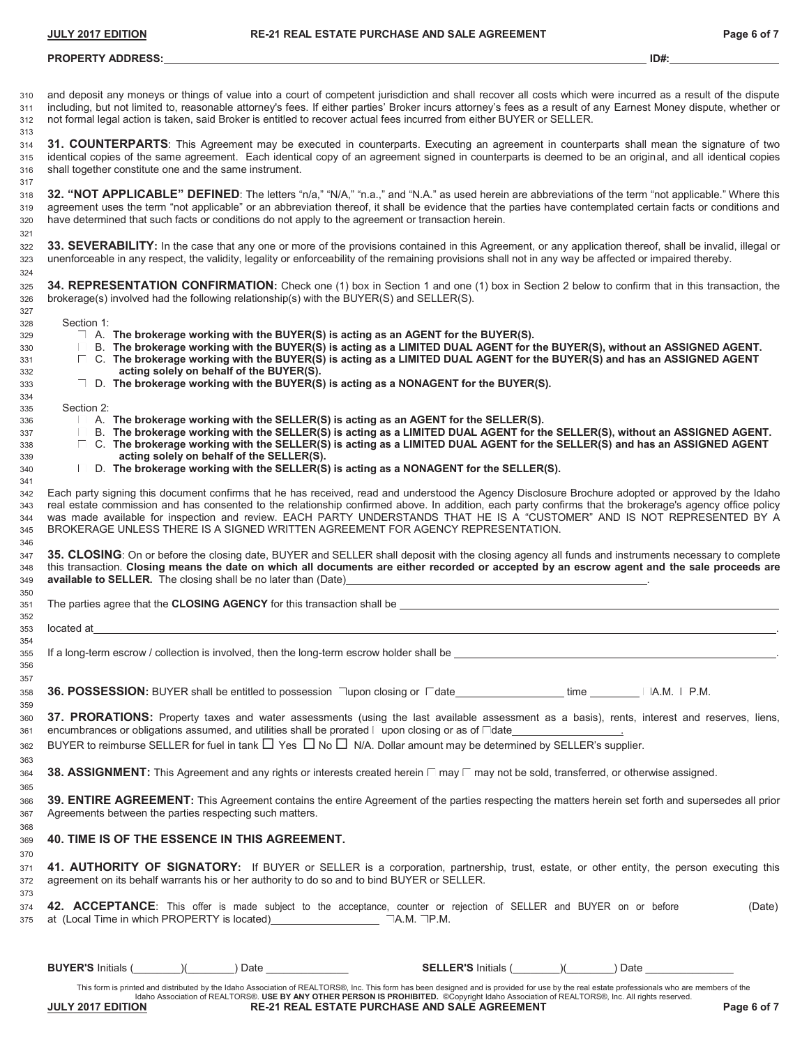**PROPERTY ADDRESS:** ______________________________ **ID#:** ______________

and deposit any moneys or things of value into a court of competent jurisdiction and shall recover all costs which were incurred as a result of the dispute including, but not limited to, reasonable attorney's fees. If either parties' Broker incurs attorney's fees as a result of any Earnest Money dispute, whether or not formal legal action is taken, said Broker is entitled to recover actual fees incurred from either BUYER or SELLER.

**31. COUNTERPARTS**: This Agreement may be executed in counterparts. Executing an agreement in counterparts shall mean the signature of two identical copies of the same agreement. Each identical copy of an agreement signed in counterparts is deemed to be an original, and all identical copies shall together constitute one and the same instrument.

**32. "NOT APPLICABLE" DEFINED**: The letters "n/a," "N/A," "n.a.," and "N.A." as used herein are abbreviations of the term "not applicable." Where this agreement uses the term "not applicable" or an abbreviation thereof, it shall be evidence that the parties have contemplated certain facts or conditions and have determined that such facts or conditions do not apply to the agreement or transaction herein.

**33. SEVERABILITY:** In the case that any one or more of the provisions contained in this Agreement, or any application thereof, shall be invalid, illegal or unenforceable in any respect, the validity, legality or enforceability of the remaining provisions shall not in any way be affected or impaired thereby.

**34. REPRESENTATION CONFIRMATION:** Check one (1) box in Section 1 and one (1) box in Section 2 below to confirm that in this transaction, the brokerage(s) involved had the following relationship(s) with the BUYER(S) and SELLER(S).

Section 1:

- ☐ A. **The brokerage working with the BUYER(S) is acting as an AGENT for the BUYER(S).**
- ☐ B. **The brokerage working with the BUYER(S) is acting as a LIMITED DUAL AGENT for the BUYER(S), without an ASSIGNED AGENT.**
- ☐ C. **The brokerage working with the BUYER(S) is acting as a LIMITED DUAL AGENT for the BUYER(S) and has an ASSIGNED AGENT acting solely on behalf of the BUYER(S).**
- ☐ D. **The brokerage working with the BUYER(S) is acting as a NONAGENT for the BUYER(S).**

Section 2:

- ☐ A. **The brokerage working with the SELLER(S) is acting as an AGENT for the SELLER(S).**
- ☐ B. **The brokerage working with the SELLER(S) is acting as a LIMITED DUAL AGENT for the SELLER(S), without an ASSIGNED AGENT.**
- ☐ C. **The brokerage working with the SELLER(S) is acting as a LIMITED DUAL AGENT for the SELLER(S) and has an ASSIGNED AGENT acting solely on behalf of the SELLER(S).**
- ☐ D. **The brokerage working with the SELLER(S) is acting as a NONAGENT for the SELLER(S).**

Each party signing this document confirms that he has received, read and understood the Agency Disclosure Brochure adopted or approved by the Idaho real estate commission and has consented to the relationship confirmed above. In addition, each party confirms that the brokerage's agency office policy was made available for inspection and review. EACH PARTY UNDERSTANDS THAT HE IS A "CUSTOMER" AND IS NOT REPRESENTED BY A BROKERAGE UNLESS THERE IS A SIGNED WRITTEN AGREEMENT FOR AGENCY REPRESENTATION.

**35. CLOSING**: On or before the closing date, BUYER and SELLER shall deposit with the closing agency all funds and instruments necessary to complete this transaction. **Closing means the date on which all documents are either recorded or accepted by an escrow agent and the sale proceeds are available to SELLER.** The closing shall be no later than (Date)______________________________.

The parties agree that the **CLOSING AGENCY** for this transaction shall be ______________________________

located at ______________________________.

If a long-term escrow / collection is involved, then the long-term escrow holder shall be ______________________________.

**36. POSSESSION:** BUYER shall be entitled to possession ☐ upon closing or ☐ date ______________ time __________ ☐ A.M. ☐ P.M.

**37. PRORATIONS:** Property taxes and water assessments (using the last available assessment as a basis), rents, interest and reserves, liens, encumbrances or obligations assumed, and utilities shall be prorated ☐ upon closing or as of ☐ date ______________.

BUYER to reimburse SELLER for fuel in tank ☐ Yes ☐ No ☐ N/A. Dollar amount may be determined by SELLER's supplier.

**38. ASSIGNMENT:** This Agreement and any rights or interests created herein ☐ may ☐ may not be sold, transferred, or otherwise assigned.

**39. ENTIRE AGREEMENT:** This Agreement contains the entire Agreement of the parties respecting the matters herein set forth and supersedes all prior Agreements between the parties respecting such matters.

**40. TIME IS OF THE ESSENCE IN THIS AGREEMENT.**

**41. AUTHORITY OF SIGNATORY:** If BUYER or SELLER is a corporation, partnership, trust, estate, or other entity, the person executing this agreement on its behalf warrants his or her authority to do so and to bind BUYER or SELLER.

**42. ACCEPTANCE**: This offer is made subject to the acceptance, counter or rejection of SELLER and BUYER on or before (Date) at (Local Time in which PROPERTY is located)______________ ☐ A.M. ☐ P.M.

**BUYER'S** Initials (________)(________) Date ______________ **SELLER'S** Initials (________)(________) Date ______________

This form is printed and distributed by the Idaho Association of REALTORS®, Inc. This form has been designed and is provided for use by the real estate professionals who are members of the Idaho Association of REALTORS®. **USE BY ANY OTHER PERSON IS PROHIBITED.** ©Copyright Idaho Association of REALTORS®, Inc. All rights reserved.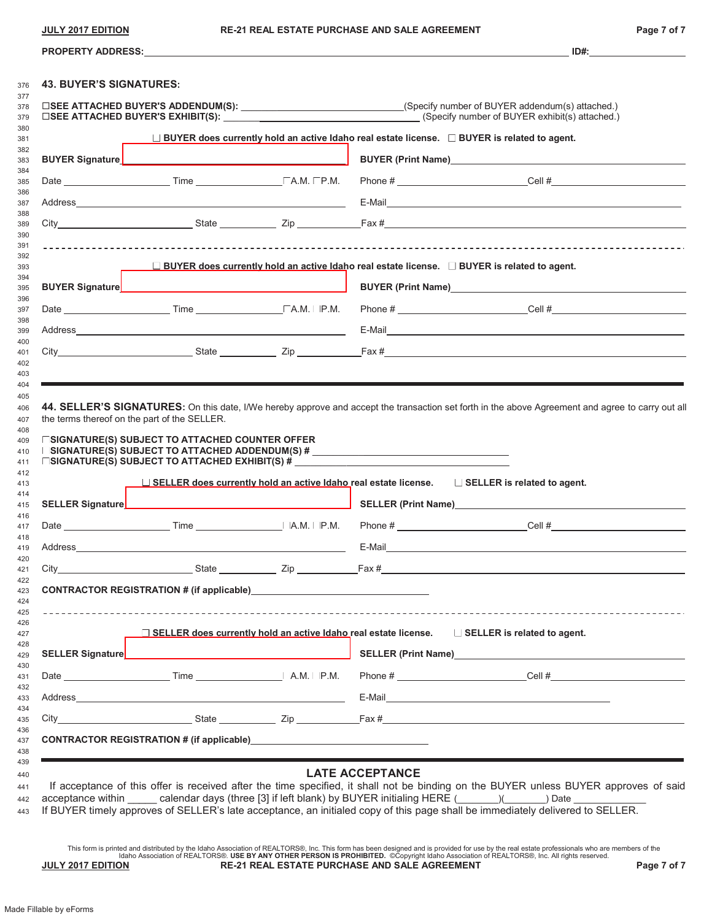PROPERTY ADDRESS: ______________________________________________ ID#: ____________

## 43. BUYER'S SIGNATURES:

☐ SEE ATTACHED BUYER'S ADDENDUM(S): ______________________ (Specify number of BUYER addendum(s) attached.)
☐ SEE ATTACHED BUYER'S EXHIBIT(S): ______________________ (Specify number of BUYER exhibit(s) attached.)

☐ **BUYER does currently hold an active Idaho real estate license.** ☐ **BUYER is related to agent.**

**BUYER Signature** ______________________ **BUYER (Print Name)** ______________________

Date __________ Time __________ ☐ A.M. ☐ P.M. Phone # __________ Cell # __________

Address ______________________ E-Mail ______________________

City __________ State __________ Zip __________ Fax # __________

---

☐ **BUYER does currently hold an active Idaho real estate license.** ☐ **BUYER is related to agent.**

**BUYER Signature** ______________________ **BUYER (Print Name)** ______________________

Date __________ Time __________ ☐ A.M. ☐ P.M. Phone # __________ Cell # __________

Address ______________________ E-Mail ______________________

City __________ State __________ Zip __________ Fax # __________

---

**44. SELLER'S SIGNATURES:** On this date, I/We hereby approve and accept the transaction set forth in the above Agreement and agree to carry out all the terms thereof on the part of the SELLER.

☐ **SIGNATURE(S) SUBJECT TO ATTACHED COUNTER OFFER**
☐ **SIGNATURE(S) SUBJECT TO ATTACHED ADDENDUM(S) #** ______________________
☐ **SIGNATURE(S) SUBJECT TO ATTACHED EXHIBIT(S) #** ______________________

☐ **SELLER does currently hold an active Idaho real estate license.** ☐ **SELLER is related to agent.**

**SELLER Signature** ______________________ **SELLER (Print Name)** ______________________

Date __________ Time __________ ☐ A.M. ☐ P.M. Phone # __________ Cell # __________

Address ______________________ E-Mail ______________________

City __________ State __________ Zip __________ Fax # __________

**CONTRACTOR REGISTRATION # (if applicable)** ______________________

---

☐ **SELLER does currently hold an active Idaho real estate license.** ☐ **SELLER is related to agent.**

**SELLER Signature** ______________________ **SELLER (Print Name)** ______________________

Date __________ Time __________ ☐ A.M. ☐ P.M. Phone # __________ Cell # __________

Address ______________________ E-Mail ______________________

City __________ State __________ Zip __________ Fax # __________

**CONTRACTOR REGISTRATION # (if applicable)** ______________________

---

## LATE ACCEPTANCE

If acceptance of this offer is received after the time specified, it shall not be binding on the BUYER unless BUYER approves of said acceptance within _____ calendar days (three [3] if left blank) by BUYER initialing HERE (_______)(_______) Date __________
If BUYER timely approves of SELLER's late acceptance, an initialed copy of this page shall be immediately delivered to SELLER.

This form is printed and distributed by the Idaho Association of REALTORS®, Inc. This form has been designed and is provided for use by the real estate professionals who are members of the Idaho Association of REALTORS®. **USE BY ANY OTHER PERSON IS PROHIBITED.** ©Copyright Idaho Association of REALTORS®, Inc. All rights reserved.

Made Fillable by eForms